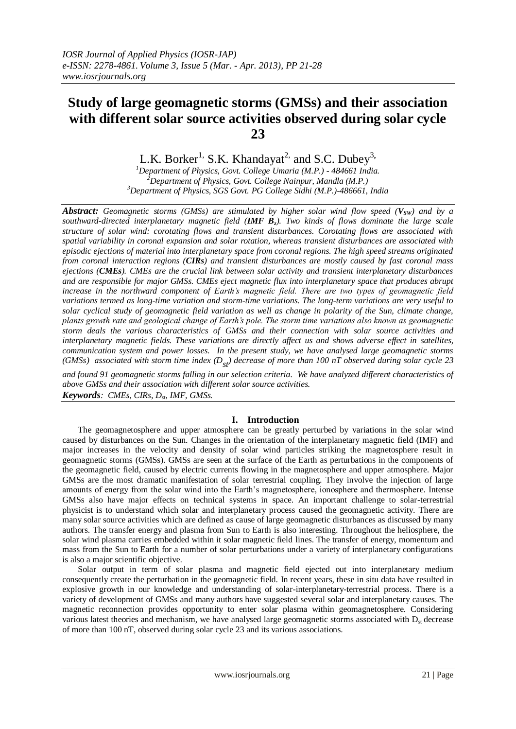# Study of large geomagnetic storms (GMSs) and their association with different solar source activities observed during solar cycle 23

L.K. Borker[1], S.K. Khandayat[2], and S.C. Dubey[3],

[1]Department of Physics, Govt. College Umaria (M.P.) - 484661 India.
[2]Department of Physics, Govt. College Nainpur, Mandla (M.P.)
[3]Department of Physics, SGS Govt. PG College Sidhi (M.P.)-486661, India

***Abstract:*** *Geomagnetic storms (GMSs) are stimulated by higher solar wind flow speed (**$V_{SW}$**) and by a southward-directed interplanetary magnetic field (**IMF $B_z$**). Two kinds of flows dominate the large scale structure of solar wind: corotating flows and transient disturbances. Corotating flows are associated with spatial variability in coronal expansion and solar rotation, whereas transient disturbances are associated with episodic ejections of material into interplanetary space from coronal regions. The high speed streams originated from coronal interaction regions (**CIRs**) and transient disturbances are mostly caused by fast coronal mass ejections (**CMEs**). CMEs are the crucial link between solar activity and transient interplanetary disturbances and are responsible for major GMSs. CMEs eject magnetic flux into interplanetary space that produces abrupt increase in the northward component of Earth's magnetic field. There are two types of geomagnetic field variations termed as long-time variation and storm-time variations. The long-term variations are very useful to solar cyclical study of geomagnetic field variation as well as change in polarity of the Sun, climate change, plants growth rate and geological change of Earth's pole. The storm time variations also known as geomagnetic storm deals the various characteristics of GMSs and their connection with solar source activities and interplanetary magnetic fields. These variations are directly affect us and shows adverse effect in satellites, communication system and power losses. In the present study, we have analysed large geomagnetic storms (GMSs) associated with storm time index ($D_{st}$) decrease of more than 100 nT observed during solar cycle 23 and found 91 geomagnetic storms falling in our selection criteria. We have analyzed different characteristics of above GMSs and their association with different solar source activities.*

***Keywords****: CMEs, CIRs, $D_{st}$, IMF, GMSs.*

## I. Introduction

The geomagnetosphere and upper atmosphere can be greatly perturbed by variations in the solar wind caused by disturbances on the Sun. Changes in the orientation of the interplanetary magnetic field (IMF) and major increases in the velocity and density of solar wind particles striking the magnetosphere result in geomagnetic storms (GMSs). GMSs are seen at the surface of the Earth as perturbations in the components of the geomagnetic field, caused by electric currents flowing in the magnetosphere and upper atmosphere. Major GMSs are the most dramatic manifestation of solar terrestrial coupling. They involve the injection of large amounts of energy from the solar wind into the Earth's magnetosphere, ionosphere and thermosphere. Intense GMSs also have major effects on technical systems in space. An important challenge to solar-terrestrial physicist is to understand which solar and interplanetary process caused the geomagnetic activity. There are many solar source activities which are defined as cause of large geomagnetic disturbances as discussed by many authors. The transfer energy and plasma from Sun to Earth is also interesting. Throughout the heliosphere, the solar wind plasma carries embedded within it solar magnetic field lines. The transfer of energy, momentum and mass from the Sun to Earth for a number of solar perturbations under a variety of interplanetary configurations is also a major scientific objective.

Solar output in term of solar plasma and magnetic field ejected out into interplanetary medium consequently create the perturbation in the geomagnetic field. In recent years, these in situ data have resulted in explosive growth in our knowledge and understanding of solar-interplanetary-terrestrial process. There is a variety of development of GMSs and many authors have suggested several solar and interplanetary causes. The magnetic reconnection provides opportunity to enter solar plasma within geomagnetosphere. Considering various latest theories and mechanism, we have analysed large geomagnetic storms associated with $D_{st}$ decrease of more than 100 nT, observed during solar cycle 23 and its various associations.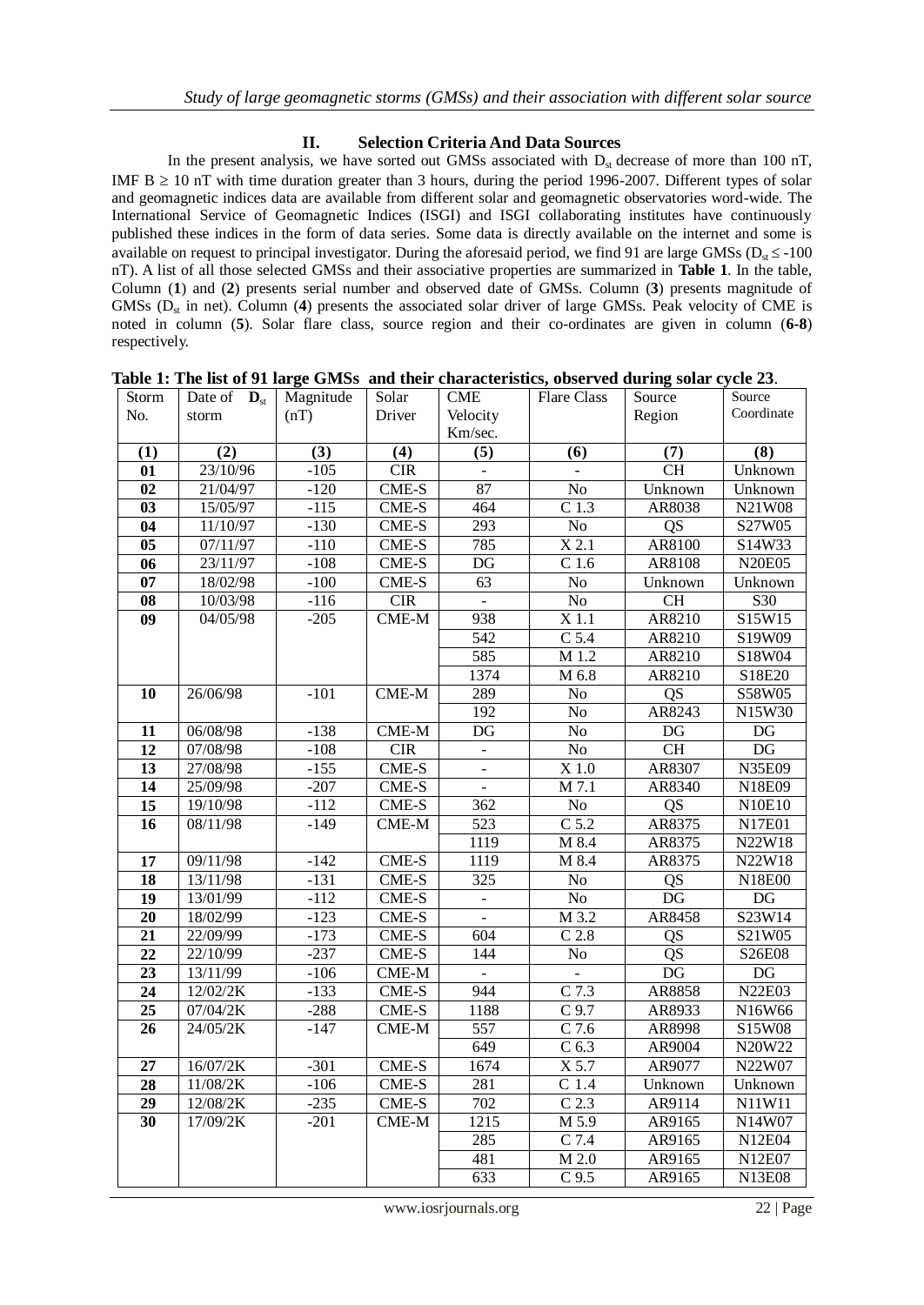## II. Selection Criteria And Data Sources

In the present analysis, we have sorted out GMSs associated with $D_{st}$ decrease of more than 100 nT, IMF B $\geq$ 10 nT with time duration greater than 3 hours, during the period 1996-2007. Different types of solar and geomagnetic indices data are available from different solar and geomagnetic observatories word-wide. The International Service of Geomagnetic Indices (ISGI) and ISGI collaborating institutes have continuously published these indices in the form of data series. Some data is directly available on the internet and some is available on request to principal investigator. During the aforesaid period, we find 91 are large GMSs ($D_{st} \leq$ -100 nT). A list of all those selected GMSs and their associative properties are summarized in **Table 1**. In the table, Column (**1**) and (**2**) presents serial number and observed date of GMSs. Column (**3**) presents magnitude of GMSs ($D_{st}$ in net). Column (**4**) presents the associated solar driver of large GMSs. Peak velocity of CME is noted in column (**5**). Solar flare class, source region and their co-ordinates are given in column (**6-8**) respectively.

**Table 1: The list of 91 large GMSs and their characteristics, observed during solar cycle 23.**

| Storm No. | Date of $D_{st}$ storm | Magnitude (nT) | Solar Driver | CME Velocity Km/sec. | Flare Class | Source Region | Source Coordinate |
|---|---|---|---|---|---|---|---|
| **(1)** | **(2)** | **(3)** | **(4)** | **(5)** | **(6)** | **(7)** | **(8)** |
| **01** | 23/10/96 | -105 | CIR | - | - | CH | Unknown |
| **02** | 21/04/97 | -120 | CME-S | 87 | No | Unknown | Unknown |
| **03** | 15/05/97 | -115 | CME-S | 464 | C 1.3 | AR8038 | N21W08 |
| **04** | 11/10/97 | -130 | CME-S | 293 | No | QS | S27W05 |
| **05** | 07/11/97 | -110 | CME-S | 785 | X 2.1 | AR8100 | S14W33 |
| **06** | 23/11/97 | -108 | CME-S | DG | C 1.6 | AR8108 | N20E05 |
| **07** | 18/02/98 | -100 | CME-S | 63 | No | Unknown | Unknown |
| **08** | 10/03/98 | -116 | CIR | - | No | CH | S30 |
| **09** | 04/05/98 | -205 | CME-M | 938 | X 1.1 | AR8210 | S15W15 |
| | | | | 542 | C 5.4 | AR8210 | S19W09 |
| | | | | 585 | M 1.2 | AR8210 | S18W04 |
| | | | | 1374 | M 6.8 | AR8210 | S18E20 |
| **10** | 26/06/98 | -101 | CME-M | 289 | No | QS | S58W05 |
| | | | | 192 | No | AR8243 | N15W30 |
| **11** | 06/08/98 | -138 | CME-M | DG | No | DG | DG |
| **12** | 07/08/98 | -108 | CIR | - | No | CH | DG |
| **13** | 27/08/98 | -155 | CME-S | - | X 1.0 | AR8307 | N35E09 |
| **14** | 25/09/98 | -207 | CME-S | - | M 7.1 | AR8340 | N18E09 |
| **15** | 19/10/98 | -112 | CME-S | 362 | No | QS | N10E10 |
| **16** | 08/11/98 | -149 | CME-M | 523 | C 5.2 | AR8375 | N17E01 |
| | | | | 1119 | M 8.4 | AR8375 | N22W18 |
| **17** | 09/11/98 | -142 | CME-S | 1119 | M 8.4 | AR8375 | N22W18 |
| **18** | 13/11/98 | -131 | CME-S | 325 | No | QS | N18E00 |
| **19** | 13/01/99 | -112 | CME-S | - | No | DG | DG |
| **20** | 18/02/99 | -123 | CME-S | - | M 3.2 | AR8458 | S23W14 |
| **21** | 22/09/99 | -173 | CME-S | 604 | C 2.8 | QS | S21W05 |
| **22** | 22/10/99 | -237 | CME-S | 144 | No | QS | S26E08 |
| **23** | 13/11/99 | -106 | CME-M | - | - | DG | DG |
| **24** | 12/02/2K | -133 | CME-S | 944 | C 7.3 | AR8858 | N22E03 |
| **25** | 07/04/2K | -288 | CME-S | 1188 | C 9.7 | AR8933 | N16W66 |
| **26** | 24/05/2K | -147 | CME-M | 557 | C 7.6 | AR8998 | S15W08 |
| | | | | 649 | C 6.3 | AR9004 | N20W22 |
| **27** | 16/07/2K | -301 | CME-S | 1674 | X 5.7 | AR9077 | N22W07 |
| **28** | 11/08/2K | -106 | CME-S | 281 | C 1.4 | Unknown | Unknown |
| **29** | 12/08/2K | -235 | CME-S | 702 | C 2.3 | AR9114 | N11W11 |
| **30** | 17/09/2K | -201 | CME-M | 1215 | M 5.9 | AR9165 | N14W07 |
| | | | | 285 | C 7.4 | AR9165 | N12E04 |
| | | | | 481 | M 2.0 | AR9165 | N12E07 |
| | | | | 633 | C 9.5 | AR9165 | N13E08 |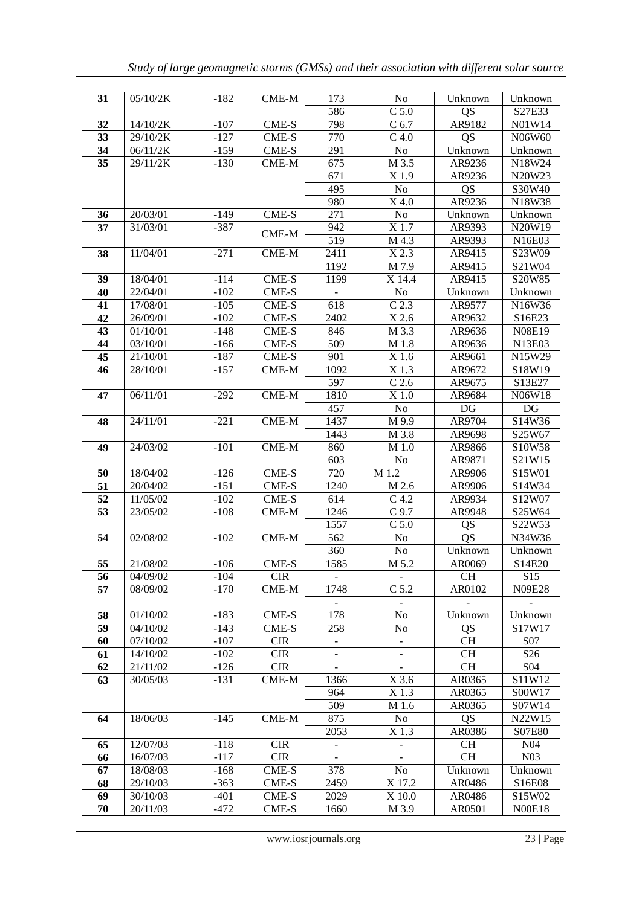| 31 | 05/10/2K | -182 | CME-M | 173 | No | Unknown | Unknown |
|---|---|---|---|---|---|---|---|
| | | | | 586 | C 5.0 | QS | S27E33 |
| 32 | 14/10/2K | -107 | CME-S | 798 | C 6.7 | AR9182 | N01W14 |
| 33 | 29/10/2K | -127 | CME-S | 770 | C 4.0 | QS | N06W60 |
| 34 | 06/11/2K | -159 | CME-S | 291 | No | Unknown | Unknown |
| 35 | 29/11/2K | -130 | CME-M | 675 | M 3.5 | AR9236 | N18W24 |
| | | | | 671 | X 1.9 | AR9236 | N20W23 |
| | | | | 495 | No | QS | S30W40 |
| | | | | 980 | X 4.0 | AR9236 | N18W38 |
| 36 | 20/03/01 | -149 | CME-S | 271 | No | Unknown | Unknown |
| 37 | 31/03/01 | -387 | CME-M | 942 | X 1.7 | AR9393 | N20W19 |
| | | | | 519 | M 4.3 | AR9393 | N16E03 |
| 38 | 11/04/01 | -271 | CME-M | 2411 | X 2.3 | AR9415 | S23W09 |
| | | | | 1192 | M 7.9 | AR9415 | S21W04 |
| 39 | 18/04/01 | -114 | CME-S | 1199 | X 14.4 | AR9415 | S20W85 |
| 40 | 22/04/01 | -102 | CME-S | - | No | Unknown | Unknown |
| 41 | 17/08/01 | -105 | CME-S | 618 | C 2.3 | AR9577 | N16W36 |
| 42 | 26/09/01 | -102 | CME-S | 2402 | X 2.6 | AR9632 | S16E23 |
| 43 | 01/10/01 | -148 | CME-S | 846 | M 3.3 | AR9636 | N08E19 |
| 44 | 03/10/01 | -166 | CME-S | 509 | M 1.8 | AR9636 | N13E03 |
| 45 | 21/10/01 | -187 | CME-S | 901 | X 1.6 | AR9661 | N15W29 |
| 46 | 28/10/01 | -157 | CME-M | 1092 | X 1.3 | AR9672 | S18W19 |
| | | | | 597 | C 2.6 | AR9675 | S13E27 |
| 47 | 06/11/01 | -292 | CME-M | 1810 | X 1.0 | AR9684 | N06W18 |
| | | | | 457 | No | DG | DG |
| 48 | 24/11/01 | -221 | CME-M | 1437 | M 9.9 | AR9704 | S14W36 |
| | | | | 1443 | M 3.8 | AR9698 | S25W67 |
| 49 | 24/03/02 | -101 | CME-M | 860 | M 1.0 | AR9866 | S10W58 |
| | | | | 603 | No | AR9871 | S21W15 |
| 50 | 18/04/02 | -126 | CME-S | 720 | M 1.2 | AR9906 | S15W01 |
| 51 | 20/04/02 | -151 | CME-S | 1240 | M 2.6 | AR9906 | S14W34 |
| 52 | 11/05/02 | -102 | CME-S | 614 | C 4.2 | AR9934 | S12W07 |
| 53 | 23/05/02 | -108 | CME-M | 1246 | C 9.7 | AR9948 | S25W64 |
| | | | | 1557 | C 5.0 | QS | S22W53 |
| 54 | 02/08/02 | -102 | CME-M | 562 | No | QS | N34W36 |
| | | | | 360 | No | Unknown | Unknown |
| 55 | 21/08/02 | -106 | CME-S | 1585 | M 5.2 | AR0069 | S14E20 |
| 56 | 04/09/02 | -104 | CIR | - | - | CH | S15 |
| 57 | 08/09/02 | -170 | CME-M | 1748 | C 5.2 | AR0102 | N09E28 |
| | | | | - | - | - | - |
| 58 | 01/10/02 | -183 | CME-S | 178 | No | Unknown | Unknown |
| 59 | 04/10/02 | -143 | CME-S | 258 | No | QS | S17W17 |
| 60 | 07/10/02 | -107 | CIR | - | - | CH | S07 |
| 61 | 14/10/02 | -102 | CIR | - | - | CH | S26 |
| 62 | 21/11/02 | -126 | CIR | - | - | CH | S04 |
| 63 | 30/05/03 | -131 | CME-M | 1366 | X 3.6 | AR0365 | S11W12 |
| | | | | 964 | X 1.3 | AR0365 | S00W17 |
| | | | | 509 | M 1.6 | AR0365 | S07W14 |
| 64 | 18/06/03 | -145 | CME-M | 875 | No | QS | N22W15 |
| | | | | 2053 | X 1.3 | AR0386 | S07E80 |
| 65 | 12/07/03 | -118 | CIR | - | - | CH | N04 |
| 66 | 16/07/03 | -117 | CIR | - | - | CH | N03 |
| 67 | 18/08/03 | -168 | CME-S | 378 | No | Unknown | Unknown |
| 68 | 29/10/03 | -363 | CME-S | 2459 | X 17.2 | AR0486 | S16E08 |
| 69 | 30/10/03 | -401 | CME-S | 2029 | X 10.0 | AR0486 | S15W02 |
| 70 | 20/11/03 | -472 | CME-S | 1660 | M 3.9 | AR0501 | N00E18 |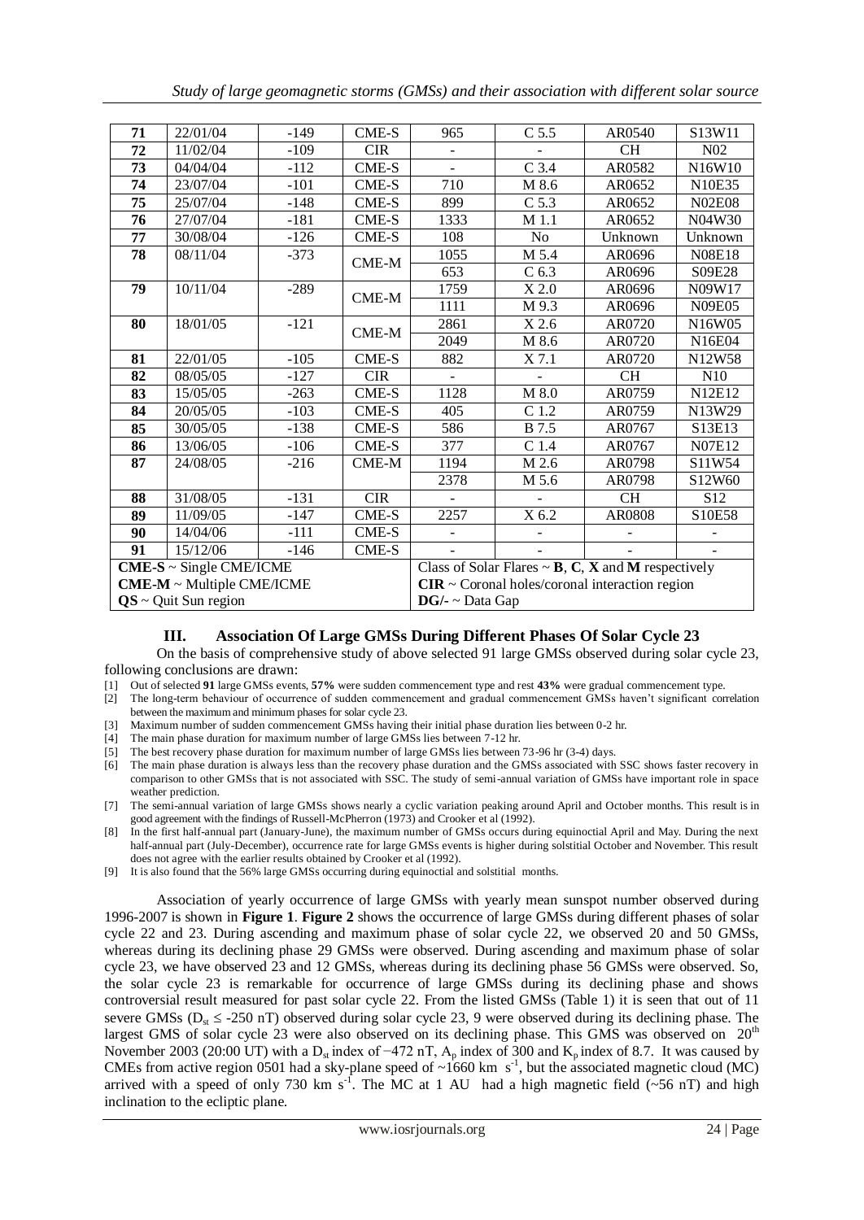| 71 | 22/01/04 | -149 | CME-S | 965 | C 5.5 | AR0540 | S13W11 |
|---|---|---|---|---|---|---|---|
| 72 | 11/02/04 | -109 | CIR | - | - | CH | N02 |
| 73 | 04/04/04 | -112 | CME-S | - | C 3.4 | AR0582 | N16W10 |
| 74 | 23/07/04 | -101 | CME-S | 710 | M 8.6 | AR0652 | N10E35 |
| 75 | 25/07/04 | -148 | CME-S | 899 | C 5.3 | AR0652 | N02E08 |
| 76 | 27/07/04 | -181 | CME-S | 1333 | M 1.1 | AR0652 | N04W30 |
| 77 | 30/08/04 | -126 | CME-S | 108 | No | Unknown | Unknown |
| 78 | 08/11/04 | -373 | CME-M | 1055 | M 5.4 | AR0696 | N08E18 |
| | | | | 653 | C 6.3 | AR0696 | S09E28 |
| 79 | 10/11/04 | -289 | CME-M | 1759 | X 2.0 | AR0696 | N09W17 |
| | | | | 1111 | M 9.3 | AR0696 | N09E05 |
| 80 | 18/01/05 | -121 | CME-M | 2861 | X 2.6 | AR0720 | N16W05 |
| | | | | 2049 | M 8.6 | AR0720 | N16E04 |
| 81 | 22/01/05 | -105 | CME-S | 882 | X 7.1 | AR0720 | N12W58 |
| 82 | 08/05/05 | -127 | CIR | - | - | CH | N10 |
| 83 | 15/05/05 | -263 | CME-S | 1128 | M 8.0 | AR0759 | N12E12 |
| 84 | 20/05/05 | -103 | CME-S | 405 | C 1.2 | AR0759 | N13W29 |
| 85 | 30/05/05 | -138 | CME-S | 586 | B 7.5 | AR0767 | S13E13 |
| 86 | 13/06/05 | -106 | CME-S | 377 | C 1.4 | AR0767 | N07E12 |
| 87 | 24/08/05 | -216 | CME-M | 1194 | M 2.6 | AR0798 | S11W54 |
| | | | | 2378 | M 5.6 | AR0798 | S12W60 |
| 88 | 31/08/05 | -131 | CIR | - | - | CH | S12 |
| 89 | 11/09/05 | -147 | CME-S | 2257 | X 6.2 | AR0808 | S10E58 |
| 90 | 14/04/06 | -111 | CME-S | - | - | - | - |
| 91 | 15/12/06 | -146 | CME-S | - | - | - | - |
| **CME-S** ~ Single CME/ICME | | | | Class of Solar Flares ~ **B**, **C**, **X** and **M** respectively | | | |
| **CME-M** ~ Multiple CME/ICME | | | | **CIR** ~ Coronal holes/coronal interaction region | | | |
| **QS** ~ Quit Sun region | | | | **DG/-** ~ Data Gap | | | |

## III. Association Of Large GMSs During Different Phases Of Solar Cycle 23

On the basis of comprehensive study of above selected 91 large GMSs observed during solar cycle 23, following conclusions are drawn:

[1] Out of selected **91** large GMSs events, **57%** were sudden commencement type and rest **43%** were gradual commencement type.
[2] The long-term behaviour of occurrence of sudden commencement and gradual commencement GMSs haven't significant correlation between the maximum and minimum phases for solar cycle 23.
[3] Maximum number of sudden commencement GMSs having their initial phase duration lies between 0-2 hr.
[4] The main phase duration for maximum number of large GMSs lies between 7-12 hr.
[5] The best recovery phase duration for maximum number of large GMSs lies between 73-96 hr (3-4) days.
[6] The main phase duration is always less than the recovery phase duration and the GMSs associated with SSC shows faster recovery in comparison to other GMSs that is not associated with SSC. The study of semi-annual variation of GMSs have important role in space weather prediction.
[7] The semi-annual variation of large GMSs shows nearly a cyclic variation peaking around April and October months. This result is in good agreement with the findings of Russell-McPherron (1973) and Crooker et al (1992).
[8] In the first half-annual part (January-June), the maximum number of GMSs occurs during equinoctial April and May. During the next half-annual part (July-December), occurrence rate for large GMSs events is higher during solstitial October and November. This result does not agree with the earlier results obtained by Crooker et al (1992).
[9] It is also found that the 56% large GMSs occurring during equinoctial and solstitial months.

Association of yearly occurrence of large GMSs with yearly mean sunspot number observed during 1996-2007 is shown in **Figure 1**. **Figure 2** shows the occurrence of large GMSs during different phases of solar cycle 22 and 23. During ascending and maximum phase of solar cycle 22, we observed 20 and 50 GMSs, whereas during its declining phase 29 GMSs were observed. During ascending and maximum phase of solar cycle 23, we have observed 23 and 12 GMSs, whereas during its declining phase 56 GMSs were observed. So, the solar cycle 23 is remarkable for occurrence of large GMSs during its declining phase and shows controversial result measured for past solar cycle 22. From the listed GMSs (Table 1) it is seen that out of 11 severe GMSs ($D_{st} \leq -250$ nT) observed during solar cycle 23, 9 were observed during its declining phase. The largest GMS of solar cycle 23 were also observed on its declining phase. This GMS was observed on 20$^{th}$ November 2003 (20:00 UT) with a $D_{st}$ index of −472 nT, $A_p$ index of 300 and $K_p$ index of 8.7. It was caused by CMEs from active region 0501 had a sky-plane speed of ~1660 km s$^{-1}$, but the associated magnetic cloud (MC) arrived with a speed of only 730 km s$^{-1}$. The MC at 1 AU had a high magnetic field (~56 nT) and high inclination to the ecliptic plane.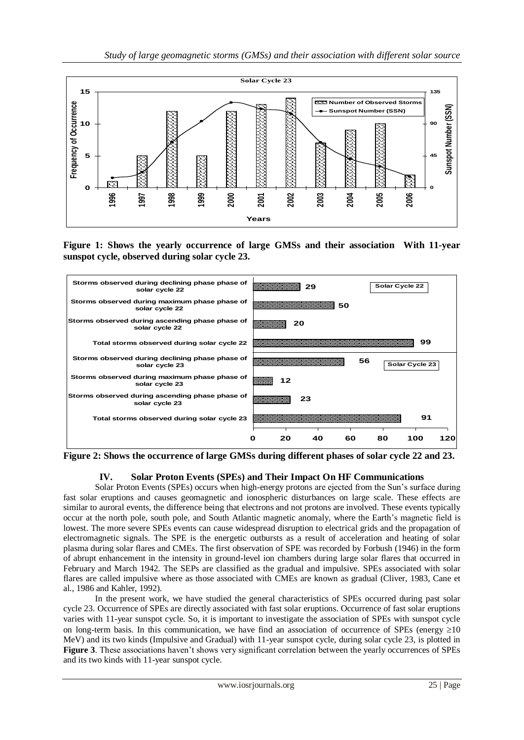Figure 1: Shows the yearly occurrence of large GMSs and their association With 11-year sunspot cycle, observed during solar cycle 23.

Figure 2: Shows the occurrence of large GMSs during different phases of solar cycle 22 and 23.

## IV. Solar Proton Events (SPEs) and Their Impact On HF Communications

Solar Proton Events (SPEs) occurs when high-energy protons are ejected from the Sun's surface during fast solar eruptions and causes geomagnetic and ionospheric disturbances on large scale. These effects are similar to auroral events, the difference being that electrons and not protons are involved. These events typically occur at the north pole, south pole, and South Atlantic magnetic anomaly, where the Earth's magnetic field is lowest. The more severe SPEs events can cause widespread disruption to electrical grids and the propagation of electromagnetic signals. The SPE is the energetic outbursts as a result of acceleration and heating of solar plasma during solar flares and CMEs. The first observation of SPE was recorded by Forbush (1946) in the form of abrupt enhancement in the intensity in ground-level ion chambers during large solar flares that occurred in February and March 1942. The SEPs are classified as the gradual and impulsive. SPEs associated with solar flares are called impulsive where as those associated with CMEs are known as gradual (Cliver, 1983, Cane et al., 1986 and Kahler, 1992).

In the present work, we have studied the general characteristics of SPEs occurred during past solar cycle 23. Occurrence of SPEs are directly associated with fast solar eruptions. Occurrence of fast solar eruptions varies with 11-year sunspot cycle. So, it is important to investigate the association of SPEs with sunspot cycle on long-term basis. In this communication, we have find an association of occurrence of SPEs (energy $\geq$10 MeV) and its two kinds (Impulsive and Gradual) with 11-year sunspot cycle, during solar cycle 23, is plotted in **Figure 3**. These associations haven't shows very significant correlation between the yearly occurrences of SPEs and its two kinds with 11-year sunspot cycle.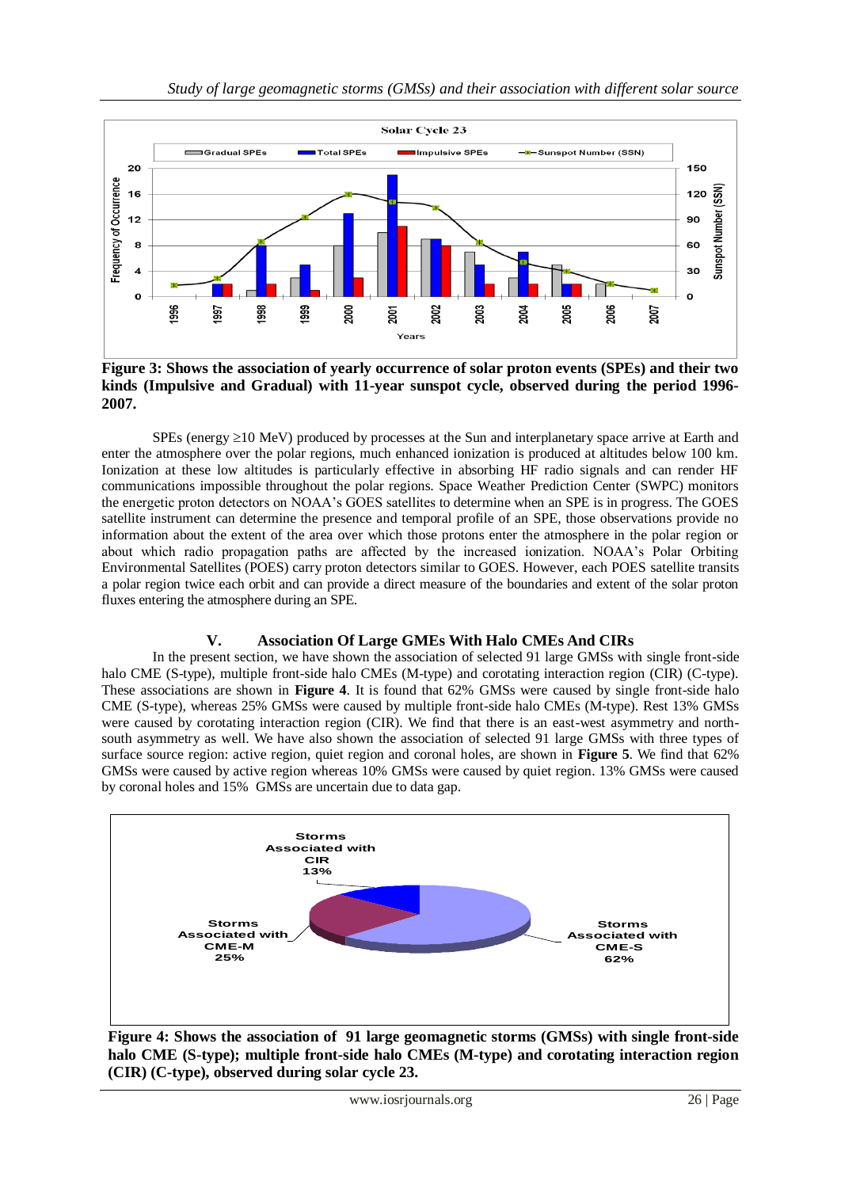**Figure 3: Shows the association of yearly occurrence of solar proton events (SPEs) and their two kinds (Impulsive and Gradual) with 11-year sunspot cycle, observed during the period 1996-2007.**

SPEs (energy ≥10 MeV) produced by processes at the Sun and interplanetary space arrive at Earth and enter the atmosphere over the polar regions, much enhanced ionization is produced at altitudes below 100 km. Ionization at these low altitudes is particularly effective in absorbing HF radio signals and can render HF communications impossible throughout the polar regions. Space Weather Prediction Center (SWPC) monitors the energetic proton detectors on NOAA's GOES satellites to determine when an SPE is in progress. The GOES satellite instrument can determine the presence and temporal profile of an SPE, those observations provide no information about the extent of the area over which those protons enter the atmosphere in the polar region or about which radio propagation paths are affected by the increased ionization. NOAA's Polar Orbiting Environmental Satellites (POES) carry proton detectors similar to GOES. However, each POES satellite transits a polar region twice each orbit and can provide a direct measure of the boundaries and extent of the solar proton fluxes entering the atmosphere during an SPE.

## V. Association Of Large GMEs With Halo CMEs And CIRs

In the present section, we have shown the association of selected 91 large GMSs with single front-side halo CME (S-type), multiple front-side halo CMEs (M-type) and corotating interaction region (CIR) (C-type). These associations are shown in **Figure 4**. It is found that 62% GMSs were caused by single front-side halo CME (S-type), whereas 25% GMSs were caused by multiple front-side halo CMEs (M-type). Rest 13% GMSs were caused by corotating interaction region (CIR). We find that there is an east-west asymmetry and north-south asymmetry as well. We have also shown the association of selected 91 large GMSs with three types of surface source region: active region, quiet region and coronal holes, are shown in **Figure 5**. We find that 62% GMSs were caused by active region whereas 10% GMSs were caused by quiet region. 13% GMSs were caused by coronal holes and 15% GMSs are uncertain due to data gap.

**Figure 4: Shows the association of 91 large geomagnetic storms (GMSs) with single front-side halo CME (S-type); multiple front-side halo CMEs (M-type) and corotating interaction region (CIR) (C-type), observed during solar cycle 23.**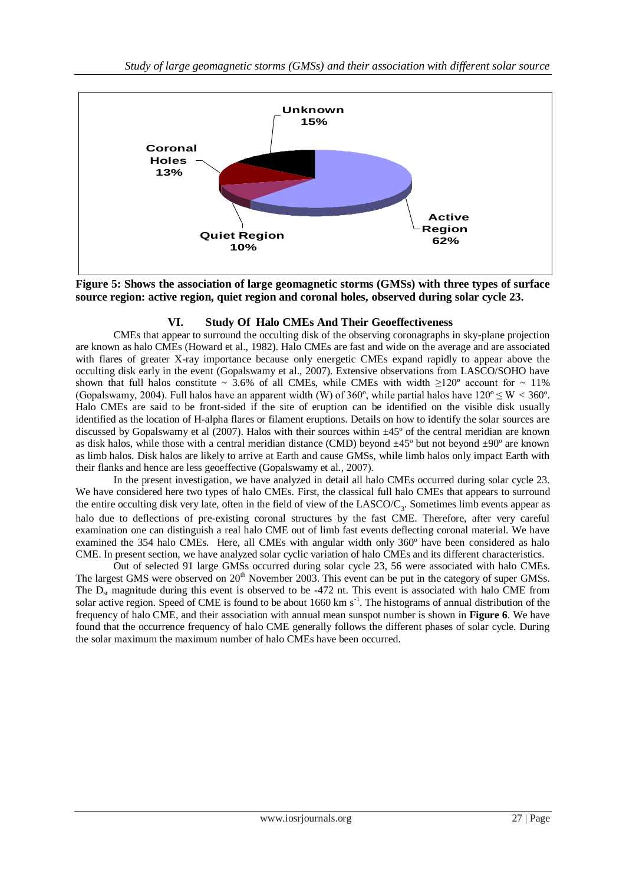**Figure 5: Shows the association of large geomagnetic storms (GMSs) with three types of surface source region: active region, quiet region and coronal holes, observed during solar cycle 23.**

## VI. Study Of Halo CMEs And Their Geoeffectiveness

CMEs that appear to surround the occulting disk of the observing coronagraphs in sky-plane projection are known as halo CMEs (Howard et al., 1982). Halo CMEs are fast and wide on the average and are associated with flares of greater X-ray importance because only energetic CMEs expand rapidly to appear above the occulting disk early in the event (Gopalswamy et al., 2007). Extensive observations from LASCO/SOHO have shown that full halos constitute ~ 3.6% of all CMEs, while CMEs with width $\geq 120^{\circ}$ account for ~ 11% (Gopalswamy, 2004). Full halos have an apparent width (W) of 360º, while partial halos have $120^{\circ} \leq W < 360^{\circ}$. Halo CMEs are said to be front-sided if the site of eruption can be identified on the visible disk usually identified as the location of H-alpha flares or filament eruptions. Details on how to identify the solar sources are discussed by Gopalswamy et al (2007). Halos with their sources within ±45º of the central meridian are known as disk halos, while those with a central meridian distance (CMD) beyond ±45º but not beyond ±90º are known as limb halos. Disk halos are likely to arrive at Earth and cause GMSs, while limb halos only impact Earth with their flanks and hence are less geoeffective (Gopalswamy et al., 2007).

In the present investigation, we have analyzed in detail all halo CMEs occurred during solar cycle 23. We have considered here two types of halo CMEs. First, the classical full halo CMEs that appears to surround the entire occulting disk very late, often in the field of view of the LASCO/$C_3$. Sometimes limb events appear as halo due to deflections of pre-existing coronal structures by the fast CME. Therefore, after very careful examination one can distinguish a real halo CME out of limb fast events deflecting coronal material. We have examined the 354 halo CMEs. Here, all CMEs with angular width only 360º have been considered as halo CME. In present section, we have analyzed solar cyclic variation of halo CMEs and its different characteristics.

Out of selected 91 large GMSs occurred during solar cycle 23, 56 were associated with halo CMEs. The largest GMS were observed on 20[th] November 2003. This event can be put in the category of super GMSs. The $D_{st}$ magnitude during this event is observed to be -472 nt. This event is associated with halo CME from solar active region. Speed of CME is found to be about 1660 km $s^{-1}$. The histograms of annual distribution of the frequency of halo CME, and their association with annual mean sunspot number is shown in **Figure 6**. We have found that the occurrence frequency of halo CME generally follows the different phases of solar cycle. During the solar maximum the maximum number of halo CMEs have been occurred.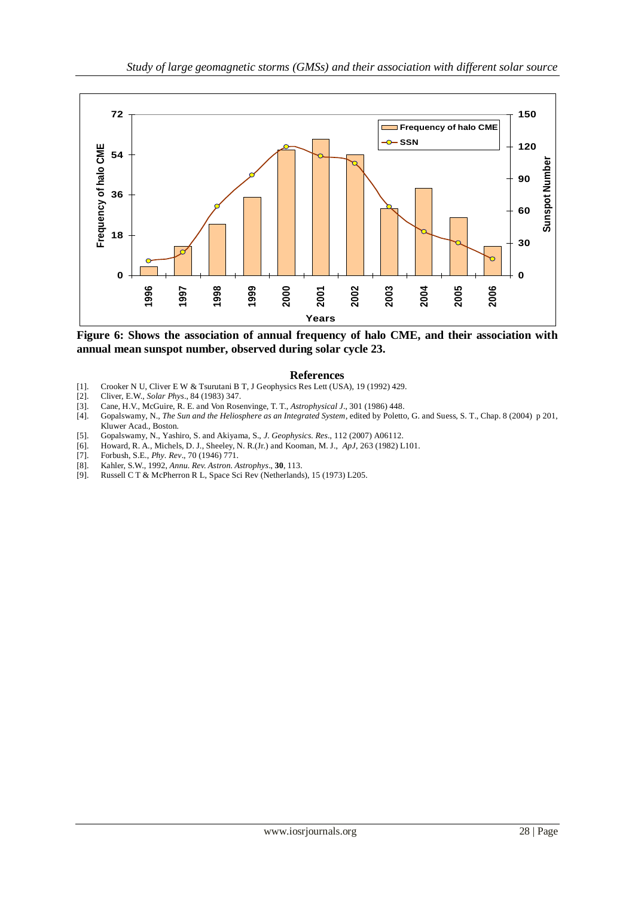72
54
36
18
0

150
120
90
60
30
0

Frequency of halo CME

Sunspot Number

Frequency of halo CME
SSN

1996
1997
1998
1999
2000
2001
2002
2003
2004
2005
2006

Years

**Figure 6: Shows the association of annual frequency of halo CME, and their association with annual mean sunspot number, observed during solar cycle 23.**

## References

[1]. Crooker N U, Cliver E W & Tsurutani B T, J Geophysics Res Lett (USA), 19 (1992) 429.
[2]. Cliver, E.W., *Solar Phys*., 84 (1983) 347.
[3]. Cane, H.V., McGuire, R. E. and Von Rosenvinge, T. T., *Astrophysical J*., 301 (1986) 448.
[4]. Gopalswamy, N., *The Sun and the Heliosphere as an Integrated System*, edited by Poletto, G. and Suess, S. T., Chap. 8 (2004) p 201, Kluwer Acad., Boston.
[5]. Gopalswamy, N., Yashiro, S. and Akiyama, S., *J. Geophysics. Res*., 112 (2007) A06112.
[6]. Howard, R. A., Michels, D. J., Sheeley, N. R.(Jr.) and Kooman, M. J., *ApJ*, 263 (1982) L101.
[7]. Forbush, S.E., *Phy. Rev*., 70 (1946) 771.
[8]. Kahler, S.W., 1992, *Annu. Rev. Astron. Astrophys*., **30**, 113.
[9]. Russell C T & McPherron R L, Space Sci Rev (Netherlands), 15 (1973) L205.